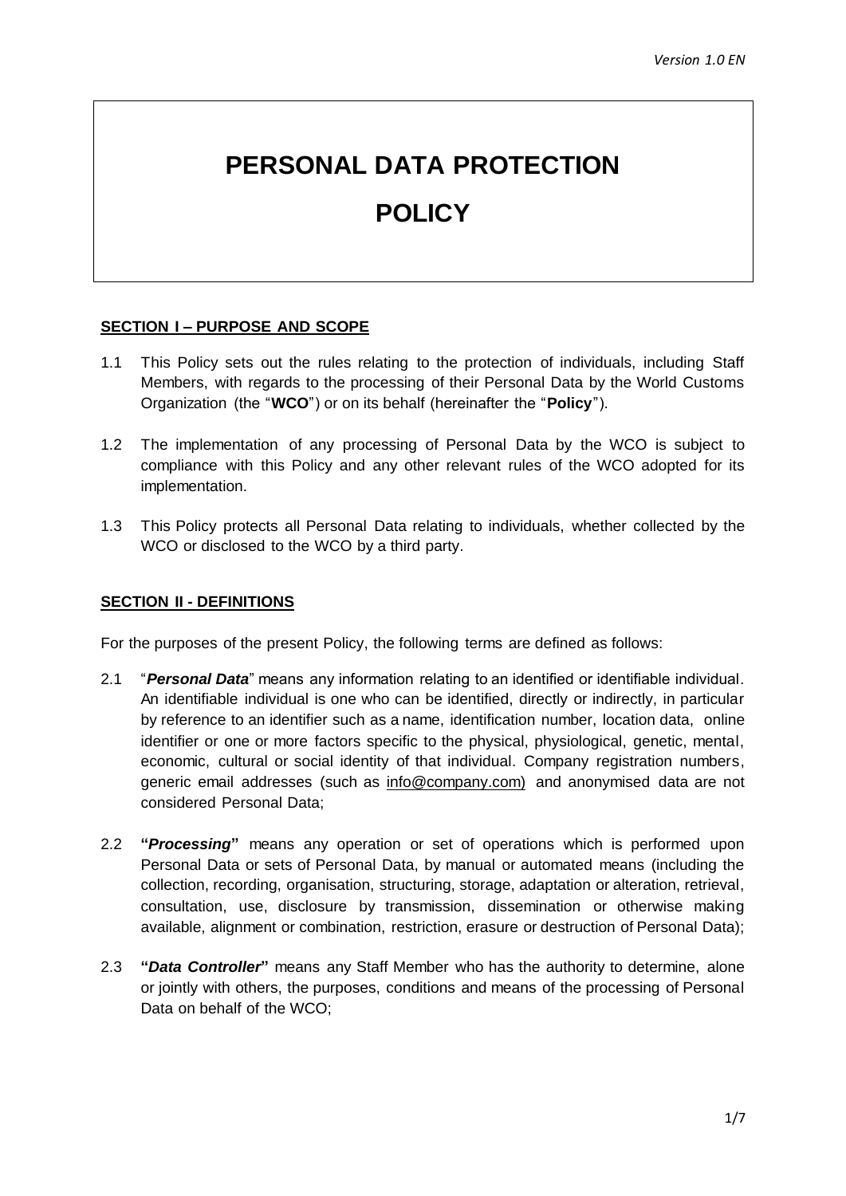# PERSONAL DATA PROTECTION POLICY

## SECTION I – PURPOSE AND SCOPE

1.1 This Policy sets out the rules relating to the protection of individuals, including Staff Members, with regards to the processing of their Personal Data by the World Customs Organization (the "**WCO**") or on its behalf (hereinafter the "**Policy**").

1.2 The implementation of any processing of Personal Data by the WCO is subject to compliance with this Policy and any other relevant rules of the WCO adopted for its implementation.

1.3 This Policy protects all Personal Data relating to individuals, whether collected by the WCO or disclosed to the WCO by a third party.

## SECTION II - DEFINITIONS

For the purposes of the present Policy, the following terms are defined as follows:

2.1 "***Personal Data***" means any information relating to an identified or identifiable individual. An identifiable individual is one who can be identified, directly or indirectly, in particular by reference to an identifier such as a name, identification number, location data, online identifier or one or more factors specific to the physical, physiological, genetic, mental, economic, cultural or social identity of that individual. Company registration numbers, generic email addresses (such as info@company.com) and anonymised data are not considered Personal Data;

2.2 **"*Processing*"** means any operation or set of operations which is performed upon Personal Data or sets of Personal Data, by manual or automated means (including the collection, recording, organisation, structuring, storage, adaptation or alteration, retrieval, consultation, use, disclosure by transmission, dissemination or otherwise making available, alignment or combination, restriction, erasure or destruction of Personal Data);

2.3 **"*Data Controller*"** means any Staff Member who has the authority to determine, alone or jointly with others, the purposes, conditions and means of the processing of Personal Data on behalf of the WCO;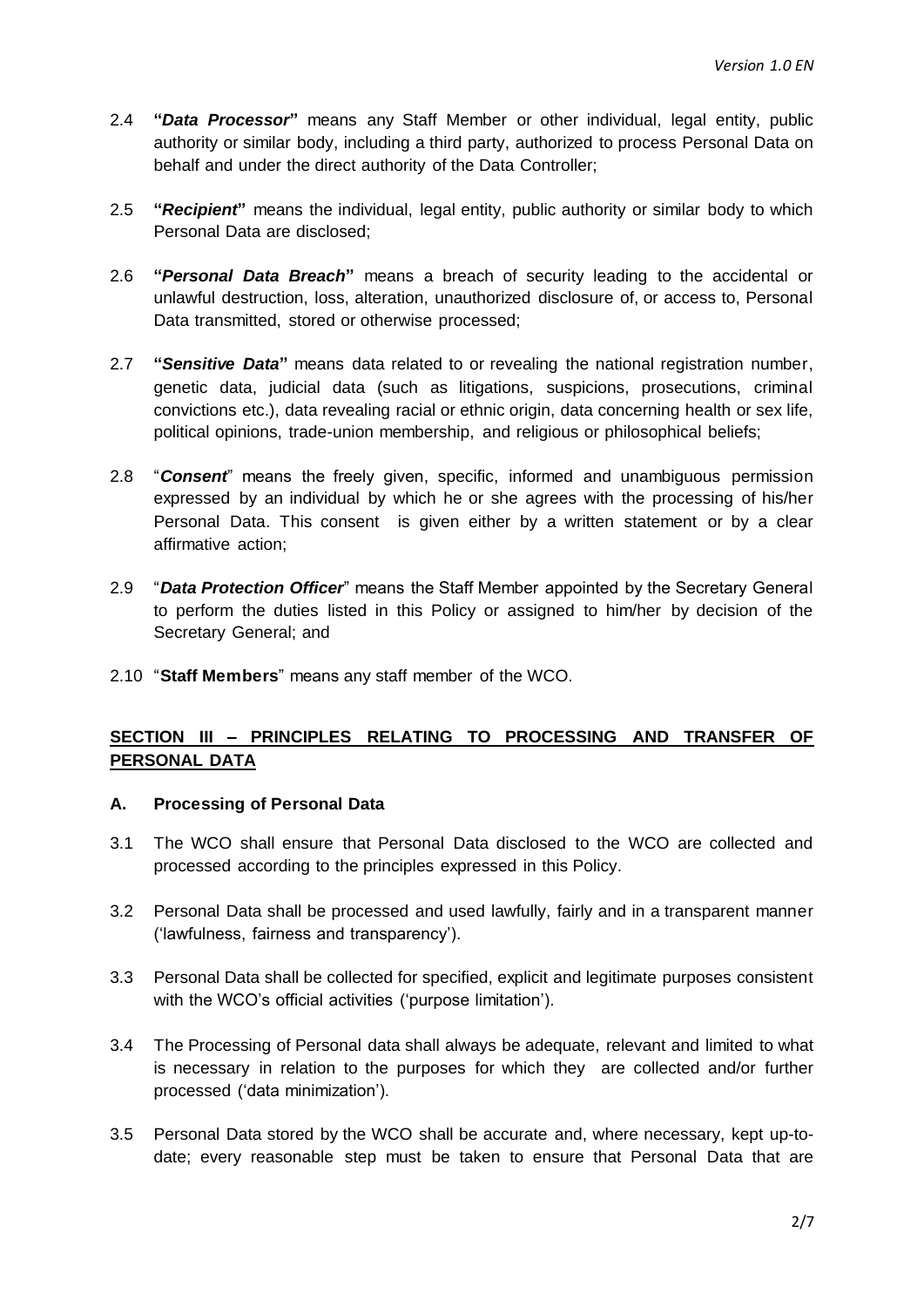2.4 **"*Data Processor*"** means any Staff Member or other individual, legal entity, public authority or similar body, including a third party, authorized to process Personal Data on behalf and under the direct authority of the Data Controller;

2.5 **"*Recipient*"** means the individual, legal entity, public authority or similar body to which Personal Data are disclosed;

2.6 **"*Personal Data Breach*"** means a breach of security leading to the accidental or unlawful destruction, loss, alteration, unauthorized disclosure of, or access to, Personal Data transmitted, stored or otherwise processed;

2.7 **"*Sensitive Data*"** means data related to or revealing the national registration number, genetic data, judicial data (such as litigations, suspicions, prosecutions, criminal convictions etc.), data revealing racial or ethnic origin, data concerning health or sex life, political opinions, trade-union membership, and religious or philosophical beliefs;

2.8 "***Consent***" means the freely given, specific, informed and unambiguous permission expressed by an individual by which he or she agrees with the processing of his/her Personal Data. This consent is given either by a written statement or by a clear affirmative action;

2.9 "***Data Protection Officer***" means the Staff Member appointed by the Secretary General to perform the duties listed in this Policy or assigned to him/her by decision of the Secretary General; and

2.10 "**Staff Members**" means any staff member of the WCO.

## SECTION III – PRINCIPLES RELATING TO PROCESSING AND TRANSFER OF PERSONAL DATA

### A. Processing of Personal Data

3.1 The WCO shall ensure that Personal Data disclosed to the WCO are collected and processed according to the principles expressed in this Policy.

3.2 Personal Data shall be processed and used lawfully, fairly and in a transparent manner ('lawfulness, fairness and transparency').

3.3 Personal Data shall be collected for specified, explicit and legitimate purposes consistent with the WCO's official activities ('purpose limitation').

3.4 The Processing of Personal data shall always be adequate, relevant and limited to what is necessary in relation to the purposes for which they are collected and/or further processed ('data minimization').

3.5 Personal Data stored by the WCO shall be accurate and, where necessary, kept up-to-date; every reasonable step must be taken to ensure that Personal Data that are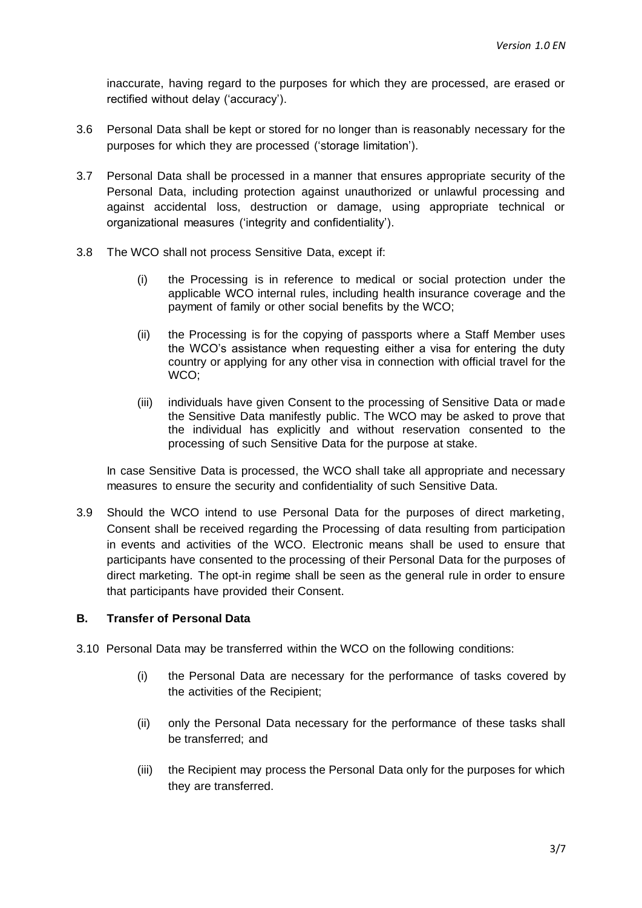inaccurate, having regard to the purposes for which they are processed, are erased or rectified without delay ('accuracy').

3.6 Personal Data shall be kept or stored for no longer than is reasonably necessary for the purposes for which they are processed ('storage limitation').

3.7 Personal Data shall be processed in a manner that ensures appropriate security of the Personal Data, including protection against unauthorized or unlawful processing and against accidental loss, destruction or damage, using appropriate technical or organizational measures ('integrity and confidentiality').

3.8 The WCO shall not process Sensitive Data, except if:

- (i) the Processing is in reference to medical or social protection under the applicable WCO internal rules, including health insurance coverage and the payment of family or other social benefits by the WCO;
- (ii) the Processing is for the copying of passports where a Staff Member uses the WCO's assistance when requesting either a visa for entering the duty country or applying for any other visa in connection with official travel for the WCO;
- (iii) individuals have given Consent to the processing of Sensitive Data or made the Sensitive Data manifestly public. The WCO may be asked to prove that the individual has explicitly and without reservation consented to the processing of such Sensitive Data for the purpose at stake.

In case Sensitive Data is processed, the WCO shall take all appropriate and necessary measures to ensure the security and confidentiality of such Sensitive Data.

3.9 Should the WCO intend to use Personal Data for the purposes of direct marketing, Consent shall be received regarding the Processing of data resulting from participation in events and activities of the WCO. Electronic means shall be used to ensure that participants have consented to the processing of their Personal Data for the purposes of direct marketing. The opt-in regime shall be seen as the general rule in order to ensure that participants have provided their Consent.

### B. Transfer of Personal Data

3.10 Personal Data may be transferred within the WCO on the following conditions:

- (i) the Personal Data are necessary for the performance of tasks covered by the activities of the Recipient;
- (ii) only the Personal Data necessary for the performance of these tasks shall be transferred; and
- (iii) the Recipient may process the Personal Data only for the purposes for which they are transferred.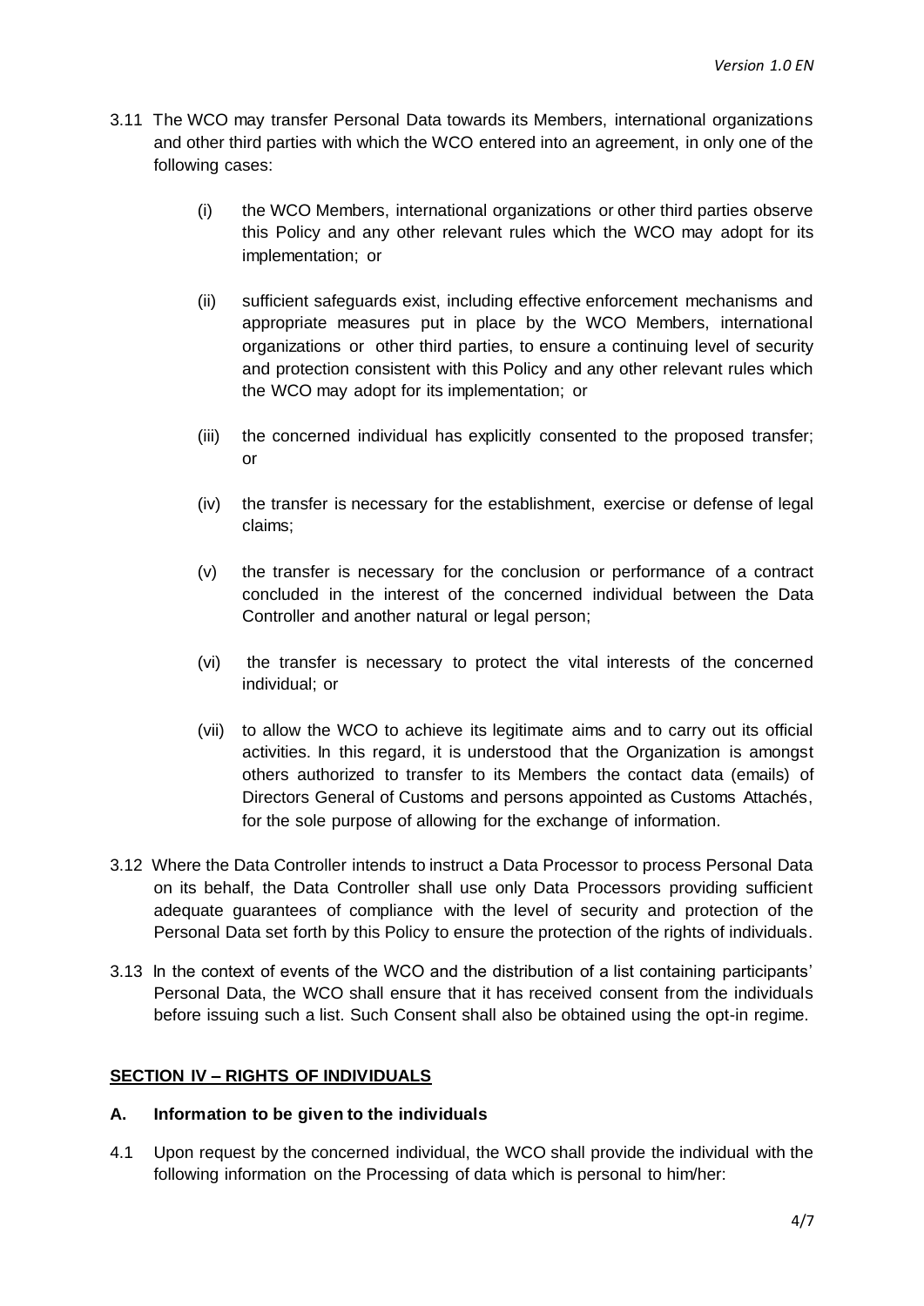3.11 The WCO may transfer Personal Data towards its Members, international organizations and other third parties with which the WCO entered into an agreement, in only one of the following cases:

(i) the WCO Members, international organizations or other third parties observe this Policy and any other relevant rules which the WCO may adopt for its implementation; or

(ii) sufficient safeguards exist, including effective enforcement mechanisms and appropriate measures put in place by the WCO Members, international organizations or other third parties, to ensure a continuing level of security and protection consistent with this Policy and any other relevant rules which the WCO may adopt for its implementation; or

(iii) the concerned individual has explicitly consented to the proposed transfer; or

(iv) the transfer is necessary for the establishment, exercise or defense of legal claims;

(v) the transfer is necessary for the conclusion or performance of a contract concluded in the interest of the concerned individual between the Data Controller and another natural or legal person;

(vi) the transfer is necessary to protect the vital interests of the concerned individual; or

(vii) to allow the WCO to achieve its legitimate aims and to carry out its official activities. In this regard, it is understood that the Organization is amongst others authorized to transfer to its Members the contact data (emails) of Directors General of Customs and persons appointed as Customs Attachés, for the sole purpose of allowing for the exchange of information.

3.12 Where the Data Controller intends to instruct a Data Processor to process Personal Data on its behalf, the Data Controller shall use only Data Processors providing sufficient adequate guarantees of compliance with the level of security and protection of the Personal Data set forth by this Policy to ensure the protection of the rights of individuals.

3.13 In the context of events of the WCO and the distribution of a list containing participants' Personal Data, the WCO shall ensure that it has received consent from the individuals before issuing such a list. Such Consent shall also be obtained using the opt-in regime.

## SECTION IV – RIGHTS OF INDIVIDUALS

### A. Information to be given to the individuals

4.1 Upon request by the concerned individual, the WCO shall provide the individual with the following information on the Processing of data which is personal to him/her: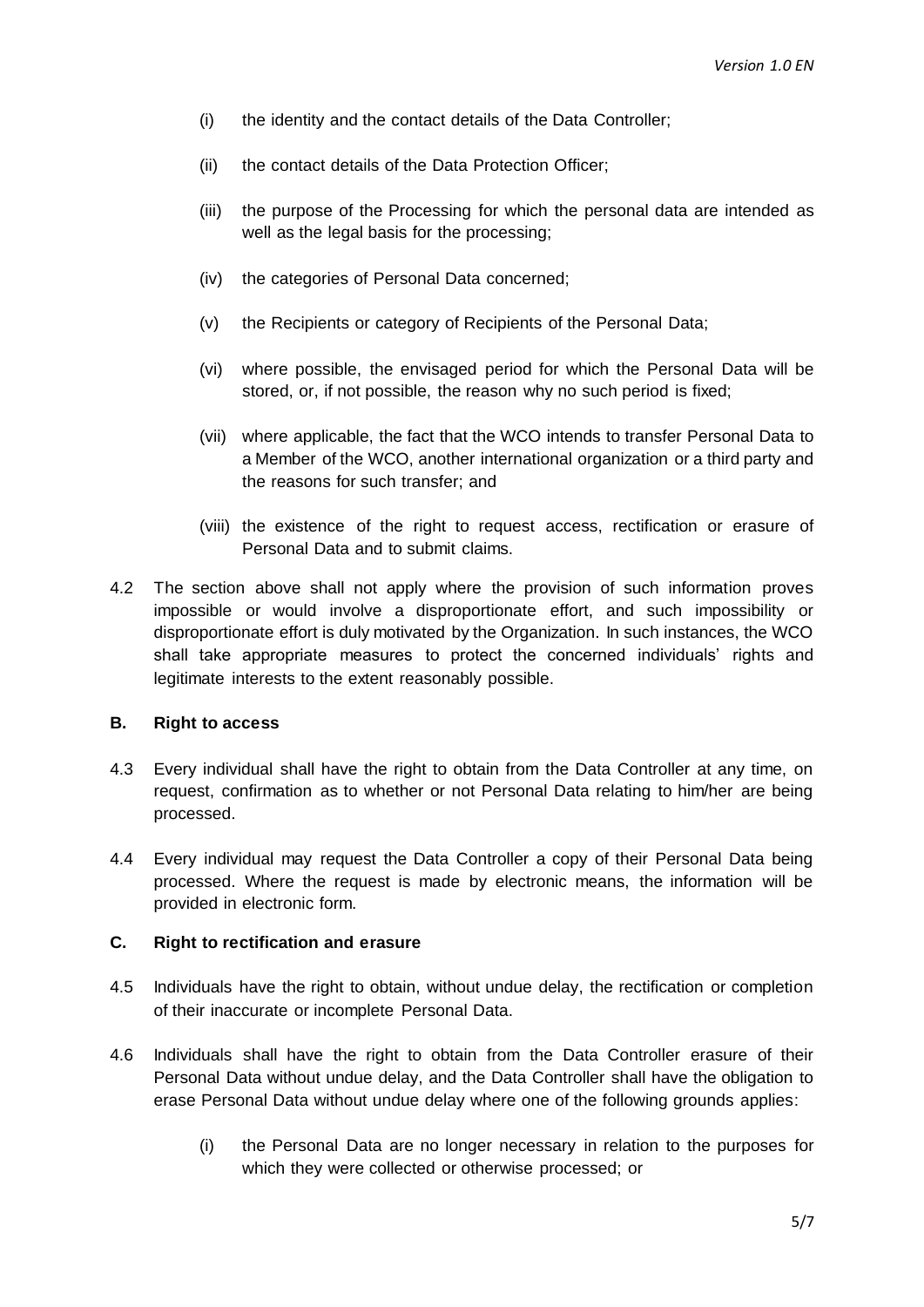(i) the identity and the contact details of the Data Controller;

(ii) the contact details of the Data Protection Officer;

(iii) the purpose of the Processing for which the personal data are intended as well as the legal basis for the processing;

(iv) the categories of Personal Data concerned;

(v) the Recipients or category of Recipients of the Personal Data;

(vi) where possible, the envisaged period for which the Personal Data will be stored, or, if not possible, the reason why no such period is fixed;

(vii) where applicable, the fact that the WCO intends to transfer Personal Data to a Member of the WCO, another international organization or a third party and the reasons for such transfer; and

(viii) the existence of the right to request access, rectification or erasure of Personal Data and to submit claims.

4.2 The section above shall not apply where the provision of such information proves impossible or would involve a disproportionate effort, and such impossibility or disproportionate effort is duly motivated by the Organization. In such instances, the WCO shall take appropriate measures to protect the concerned individuals' rights and legitimate interests to the extent reasonably possible.

### B. Right to access

4.3 Every individual shall have the right to obtain from the Data Controller at any time, on request, confirmation as to whether or not Personal Data relating to him/her are being processed.

4.4 Every individual may request the Data Controller a copy of their Personal Data being processed. Where the request is made by electronic means, the information will be provided in electronic form.

### C. Right to rectification and erasure

4.5 Individuals have the right to obtain, without undue delay, the rectification or completion of their inaccurate or incomplete Personal Data.

4.6 Individuals shall have the right to obtain from the Data Controller erasure of their Personal Data without undue delay, and the Data Controller shall have the obligation to erase Personal Data without undue delay where one of the following grounds applies:

(i) the Personal Data are no longer necessary in relation to the purposes for which they were collected or otherwise processed; or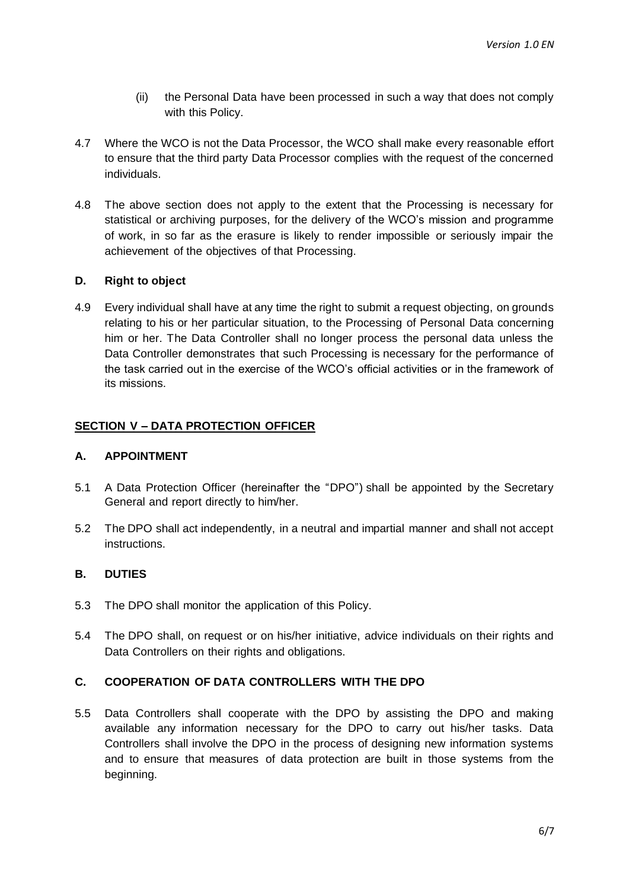(ii) the Personal Data have been processed in such a way that does not comply with this Policy.

4.7 Where the WCO is not the Data Processor, the WCO shall make every reasonable effort to ensure that the third party Data Processor complies with the request of the concerned individuals.

4.8 The above section does not apply to the extent that the Processing is necessary for statistical or archiving purposes, for the delivery of the WCO's mission and programme of work, in so far as the erasure is likely to render impossible or seriously impair the achievement of the objectives of that Processing.

### D. Right to object

4.9 Every individual shall have at any time the right to submit a request objecting, on grounds relating to his or her particular situation, to the Processing of Personal Data concerning him or her. The Data Controller shall no longer process the personal data unless the Data Controller demonstrates that such Processing is necessary for the performance of the task carried out in the exercise of the WCO's official activities or in the framework of its missions.

## SECTION V – DATA PROTECTION OFFICER

### A. APPOINTMENT

5.1 A Data Protection Officer (hereinafter the "DPO") shall be appointed by the Secretary General and report directly to him/her.

5.2 The DPO shall act independently, in a neutral and impartial manner and shall not accept instructions.

### B. DUTIES

5.3 The DPO shall monitor the application of this Policy.

5.4 The DPO shall, on request or on his/her initiative, advice individuals on their rights and Data Controllers on their rights and obligations.

### C. COOPERATION OF DATA CONTROLLERS WITH THE DPO

5.5 Data Controllers shall cooperate with the DPO by assisting the DPO and making available any information necessary for the DPO to carry out his/her tasks. Data Controllers shall involve the DPO in the process of designing new information systems and to ensure that measures of data protection are built in those systems from the beginning.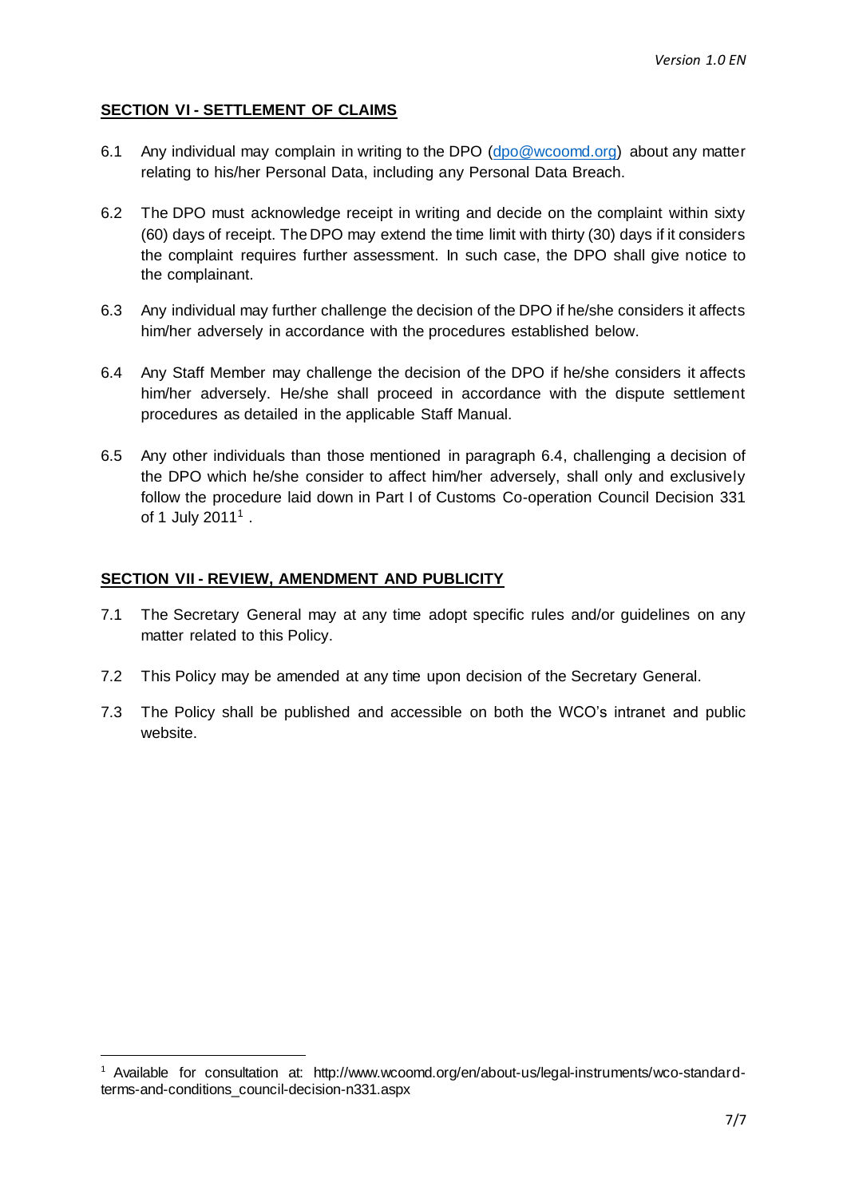## SECTION VI - SETTLEMENT OF CLAIMS

6.1 Any individual may complain in writing to the DPO (dpo@wcoomd.org) about any matter relating to his/her Personal Data, including any Personal Data Breach.

6.2 The DPO must acknowledge receipt in writing and decide on the complaint within sixty (60) days of receipt. The DPO may extend the time limit with thirty (30) days if it considers the complaint requires further assessment. In such case, the DPO shall give notice to the complainant.

6.3 Any individual may further challenge the decision of the DPO if he/she considers it affects him/her adversely in accordance with the procedures established below.

6.4 Any Staff Member may challenge the decision of the DPO if he/she considers it affects him/her adversely. He/she shall proceed in accordance with the dispute settlement procedures as detailed in the applicable Staff Manual.

6.5 Any other individuals than those mentioned in paragraph 6.4, challenging a decision of the DPO which he/she consider to affect him/her adversely, shall only and exclusively follow the procedure laid down in Part I of Customs Co-operation Council Decision 331 of 1 July 2011[1] .

## SECTION VII - REVIEW, AMENDMENT AND PUBLICITY

7.1 The Secretary General may at any time adopt specific rules and/or guidelines on any matter related to this Policy.

7.2 This Policy may be amended at any time upon decision of the Secretary General.

7.3 The Policy shall be published and accessible on both the WCO's intranet and public website.

---

[1] Available for consultation at: http://www.wcoomd.org/en/about-us/legal-instruments/wco-standard-terms-and-conditions_council-decision-n331.aspx